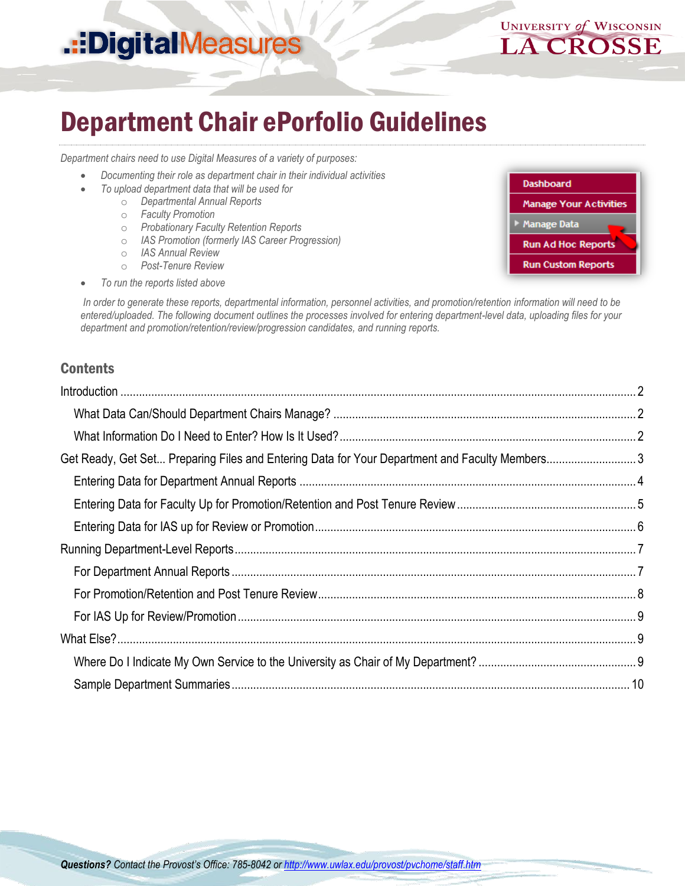# Department Chair ePorfolio Guidelines

*Department chairs need to use Digital Measures of a variety of purposes:*

- *Documenting their role as department chair in their individual activities*
- *To upload department data that will be used for*
  - *Departmental Annual Reports*
  - *Faculty Promotion*
  - *Probationary Faculty Retention Reports*
  - *IAS Promotion (formerly IAS Career Progression)*
  - *IAS Annual Review*
  - *Post-Tenure Review*
- *To run the reports listed above*

Dashboard
Manage Your Activities
Manage Data
Run Ad Hoc Reports
Run Custom Reports

*In order to generate these reports, departmental information, personnel activities, and promotion/retention information will need to be entered/uploaded. The following document outlines the processes involved for entering department-level data, uploading files for your department and promotion/retention/review/progression candidates, and running reports.*

## Contents

- Introduction ..... 2
  - What Data Can/Should Department Chairs Manage? ..... 2
  - What Information Do I Need to Enter? How Is It Used? ..... 2
- Get Ready, Get Set... Preparing Files and Entering Data for Your Department and Faculty Members ..... 3
  - Entering Data for Department Annual Reports ..... 4
  - Entering Data for Faculty Up for Promotion/Retention and Post Tenure Review ..... 5
  - Entering Data for IAS up for Review or Promotion ..... 6
- Running Department-Level Reports ..... 7
  - For Department Annual Reports ..... 7
  - For Promotion/Retention and Post Tenure Review ..... 8
  - For IAS Up for Review/Promotion ..... 9
- What Else? ..... 9
  - Where Do I Indicate My Own Service to the University as Chair of My Department? ..... 9
  - Sample Department Summaries ..... 10

***Questions?*** *Contact the Provost's Office: 785-8042 or [http://www.uwlax.edu/provost/pvchome/staff.htm](http://www.uwlax.edu/provost/pvchome/staff.htm)*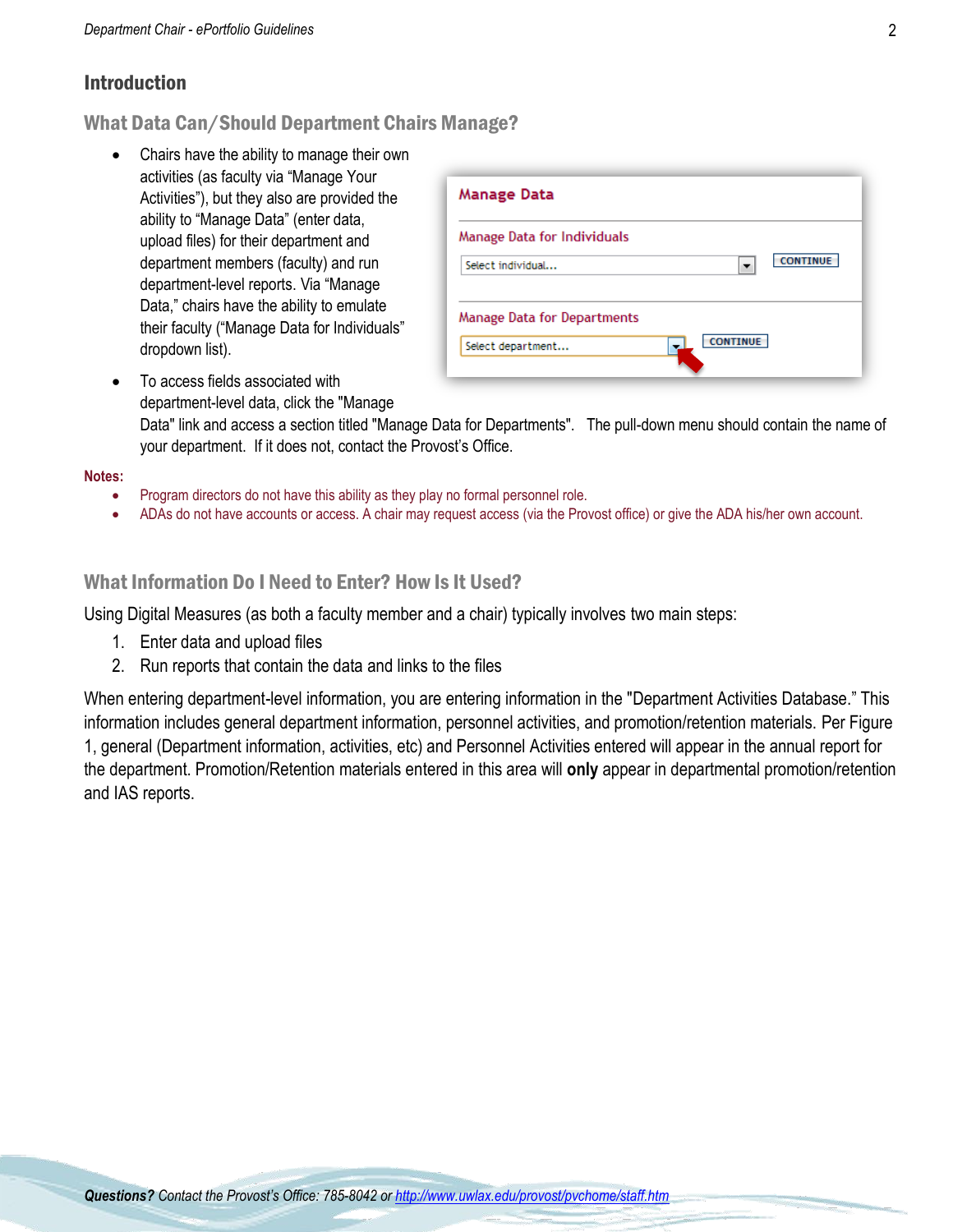## Introduction

### What Data Can/Should Department Chairs Manage?

- Chairs have the ability to manage their own activities (as faculty via "Manage Your Activities"), but they also are provided the ability to "Manage Data" (enter data, upload files) for their department and department members (faculty) and run department-level reports. Via "Manage Data," chairs have the ability to emulate their faculty ("Manage Data for Individuals" dropdown list).
- To access fields associated with department-level data, click the "Manage Data" link and access a section titled "Manage Data for Departments". The pull-down menu should contain the name of your department. If it does not, contact the Provost's Office.

**Notes:**

- Program directors do not have this ability as they play no formal personnel role.
- ADAs do not have accounts or access. A chair may request access (via the Provost office) or give the ADA his/her own account.

### What Information Do I Need to Enter? How Is It Used?

Using Digital Measures (as both a faculty member and a chair) typically involves two main steps:

1. Enter data and upload files
2. Run reports that contain the data and links to the files

When entering department-level information, you are entering information in the "Department Activities Database." This information includes general department information, personnel activities, and promotion/retention materials. Per Figure 1, general (Department information, activities, etc) and Personnel Activities entered will appear in the annual report for the department. Promotion/Retention materials entered in this area will **only** appear in departmental promotion/retention and IAS reports.

***Questions?*** *Contact the Provost's Office: 785-8042 or [http://www.uwlax.edu/provost/pvchome/staff.htm](http://www.uwlax.edu/provost/pvchome/staff.htm)*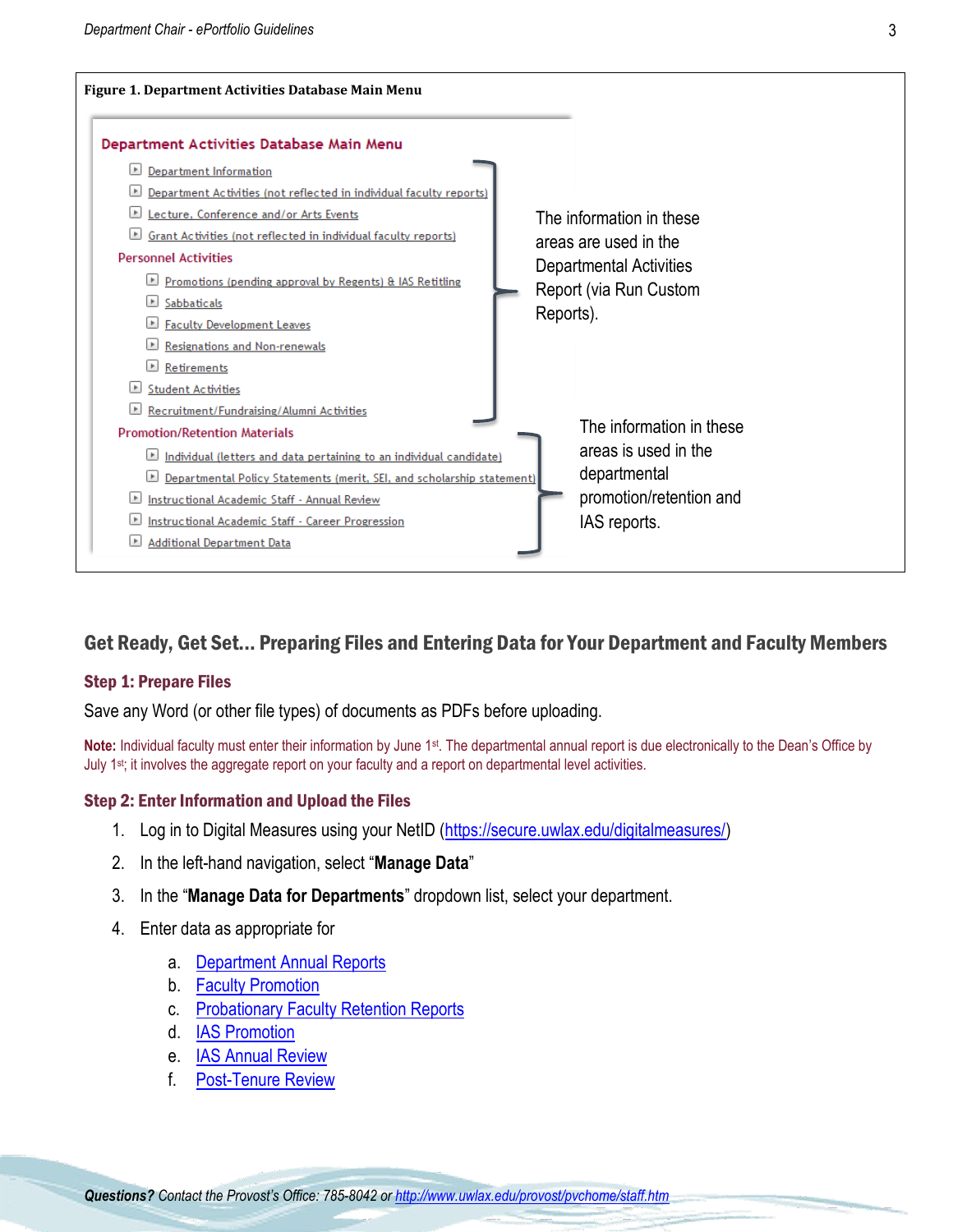**Figure 1. Department Activities Database Main Menu**

**Department Activities Database Main Menu**

- Department Information
- Department Activities (not reflected in individual faculty reports)
- Lecture, Conference and/or Arts Events
- Grant Activities (not reflected in individual faculty reports)
- Personnel Activities
  - Promotions (pending approval by Regents) & IAS Retitling
  - Sabbaticals
  - Faculty Development Leaves
  - Resignations and Non-renewals
  - Retirements
- Student Activities
- Recruitment/Fundraising/Alumni Activities

The information in these areas are used in the Departmental Activities Report (via Run Custom Reports).

- Promotion/Retention Materials
  - Individual (letters and data pertaining to an individual candidate)
  - Departmental Policy Statements (merit, SEI, and scholarship statement)
- Instructional Academic Staff - Annual Review
- Instructional Academic Staff - Career Progression
- Additional Department Data

The information in these areas is used in the departmental promotion/retention and IAS reports.

## Get Ready, Get Set… Preparing Files and Entering Data for Your Department and Faculty Members

### Step 1: Prepare Files

Save any Word (or other file types) of documents as PDFs before uploading.

**Note:** Individual faculty must enter their information by June 1st. The departmental annual report is due electronically to the Dean's Office by July 1st; it involves the aggregate report on your faculty and a report on departmental level activities.

### Step 2: Enter Information and Upload the Files

1. Log in to Digital Measures using your NetID (https://secure.uwlax.edu/digitalmeasures/)
2. In the left-hand navigation, select "**Manage Data**"
3. In the "**Manage Data for Departments**" dropdown list, select your department.
4. Enter data as appropriate for
   a. Department Annual Reports
   b. Faculty Promotion
   c. Probationary Faculty Retention Reports
   d. IAS Promotion
   e. IAS Annual Review
   f. Post-Tenure Review

***Questions?*** *Contact the Provost's Office: 785-8042 or http://www.uwlax.edu/provost/pvchome/staff.htm*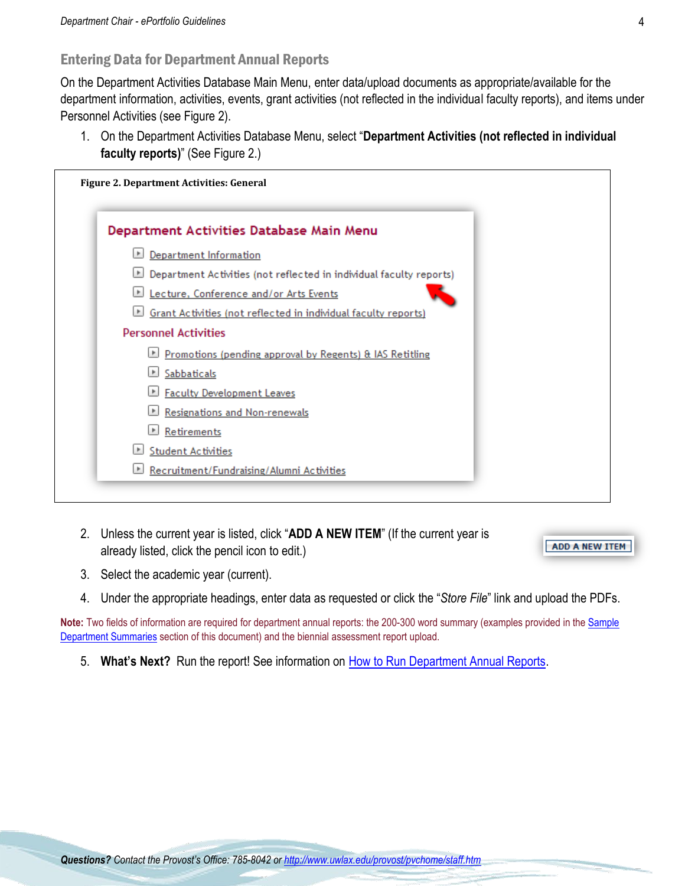## Entering Data for Department Annual Reports

On the Department Activities Database Main Menu, enter data/upload documents as appropriate/available for the department information, activities, events, grant activities (not reflected in the individual faculty reports), and items under Personnel Activities (see Figure 2).

1. On the Department Activities Database Menu, select "**Department Activities (not reflected in individual faculty reports)**" (See Figure 2.)

**Figure 2. Department Activities: General**

**Department Activities Database Main Menu**

- Department Information
- Department Activities (not reflected in individual faculty reports)
- Lecture, Conference and/or Arts Events
- Grant Activities (not reflected in individual faculty reports)

**Personnel Activities**

- Promotions (pending approval by Regents) & IAS Retitling
- Sabbaticals
- Faculty Development Leaves
- Resignations and Non-renewals
- Retirements

- Student Activities
- Recruitment/Fundraising/Alumni Activities

2. Unless the current year is listed, click "**ADD A NEW ITEM**" (If the current year is already listed, click the pencil icon to edit.)

   ADD A NEW ITEM

3. Select the academic year (current).
4. Under the appropriate headings, enter data as requested or click the "*Store File*" link and upload the PDFs.

**Note:** Two fields of information are required for department annual reports: the 200-300 word summary (examples provided in the Sample Department Summaries section of this document) and the biennial assessment report upload.

5. **What's Next?** Run the report! See information on How to Run Department Annual Reports.

***Questions?*** *Contact the Provost's Office: 785-8042 or http://www.uwlax.edu/provost/pvchome/staff.htm*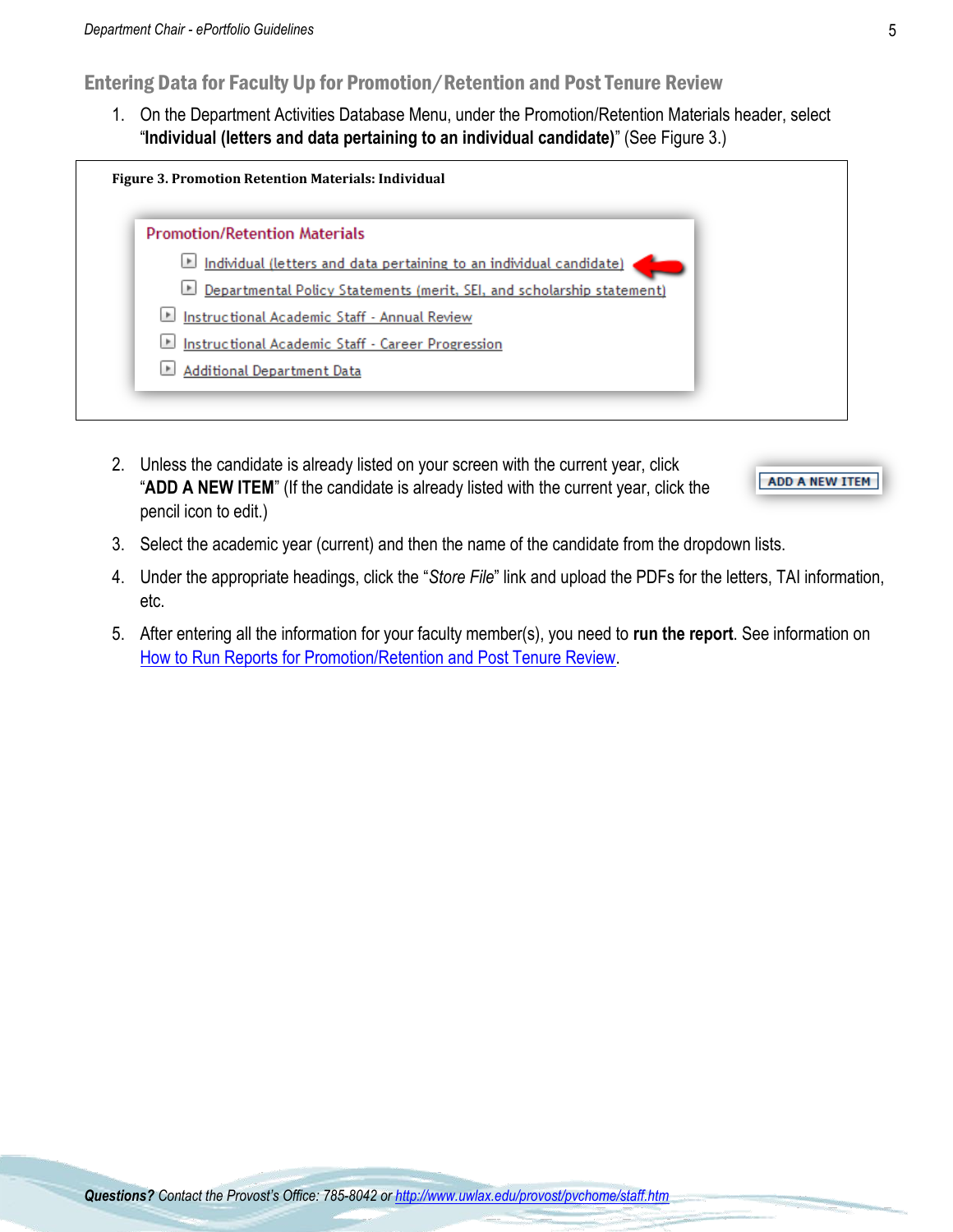## Entering Data for Faculty Up for Promotion/Retention and Post Tenure Review

1. On the Department Activities Database Menu, under the Promotion/Retention Materials header, select "**Individual (letters and data pertaining to an individual candidate)**" (See Figure 3.)

**Figure 3. Promotion Retention Materials: Individual**

Promotion/Retention Materials
- Individual (letters and data pertaining to an individual candidate)
- Departmental Policy Statements (merit, SEI, and scholarship statement)
- Instructional Academic Staff - Annual Review
- Instructional Academic Staff - Career Progression
- Additional Department Data

2. Unless the candidate is already listed on your screen with the current year, click "**ADD A NEW ITEM**" (If the candidate is already listed with the current year, click the pencil icon to edit.)

   ADD A NEW ITEM

3. Select the academic year (current) and then the name of the candidate from the dropdown lists.
4. Under the appropriate headings, click the "*Store File*" link and upload the PDFs for the letters, TAI information, etc.
5. After entering all the information for your faculty member(s), you need to **run the report**. See information on How to Run Reports for Promotion/Retention and Post Tenure Review.

***Questions?*** *Contact the Provost's Office: 785-8042 or http://www.uwlax.edu/provost/pvchome/staff.htm*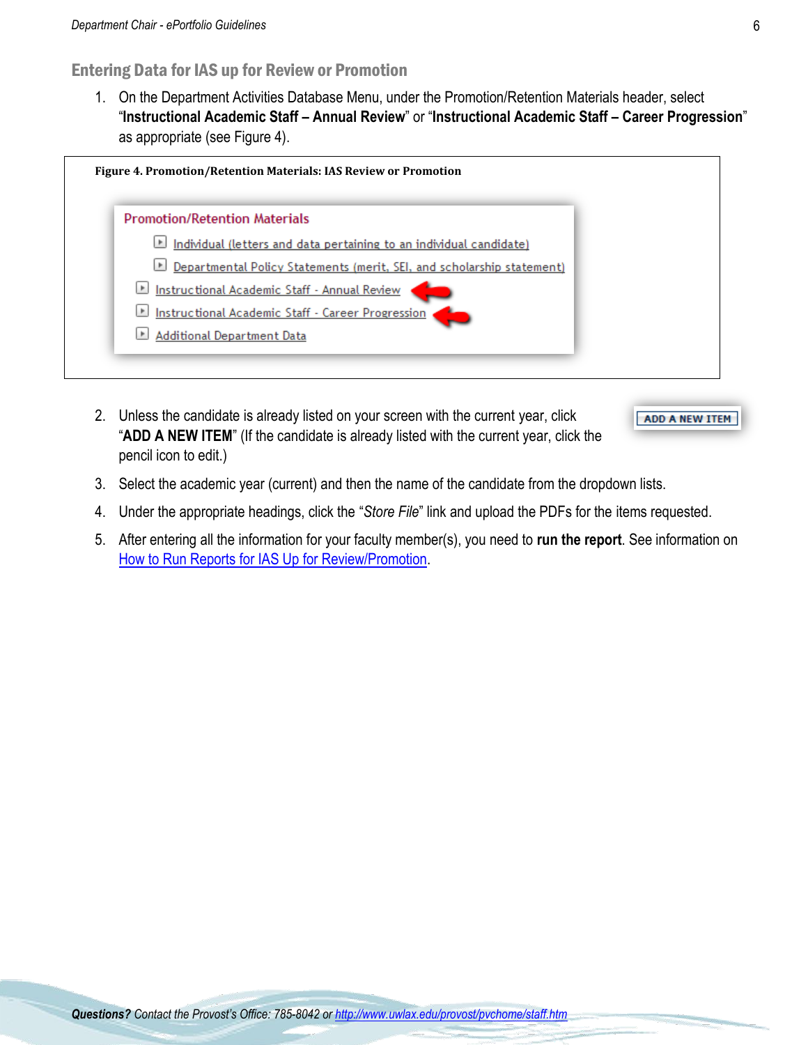## Entering Data for IAS up for Review or Promotion

1. On the Department Activities Database Menu, under the Promotion/Retention Materials header, select "**Instructional Academic Staff – Annual Review**" or "**Instructional Academic Staff – Career Progression**" as appropriate (see Figure 4).

**Figure 4. Promotion/Retention Materials: IAS Review or Promotion**

Promotion/Retention Materials
- Individual (letters and data pertaining to an individual candidate)
- Departmental Policy Statements (merit, SEI, and scholarship statement)
- Instructional Academic Staff - Annual Review
- Instructional Academic Staff - Career Progression
- Additional Department Data

2. Unless the candidate is already listed on your screen with the current year, click "**ADD A NEW ITEM**" (If the candidate is already listed with the current year, click the pencil icon to edit.)

   ADD A NEW ITEM

3. Select the academic year (current) and then the name of the candidate from the dropdown lists.
4. Under the appropriate headings, click the "*Store File*" link and upload the PDFs for the items requested.
5. After entering all the information for your faculty member(s), you need to **run the report**. See information on How to Run Reports for IAS Up for Review/Promotion.

***Questions?*** *Contact the Provost's Office: 785-8042 or http://www.uwlax.edu/provost/pvchome/staff.htm*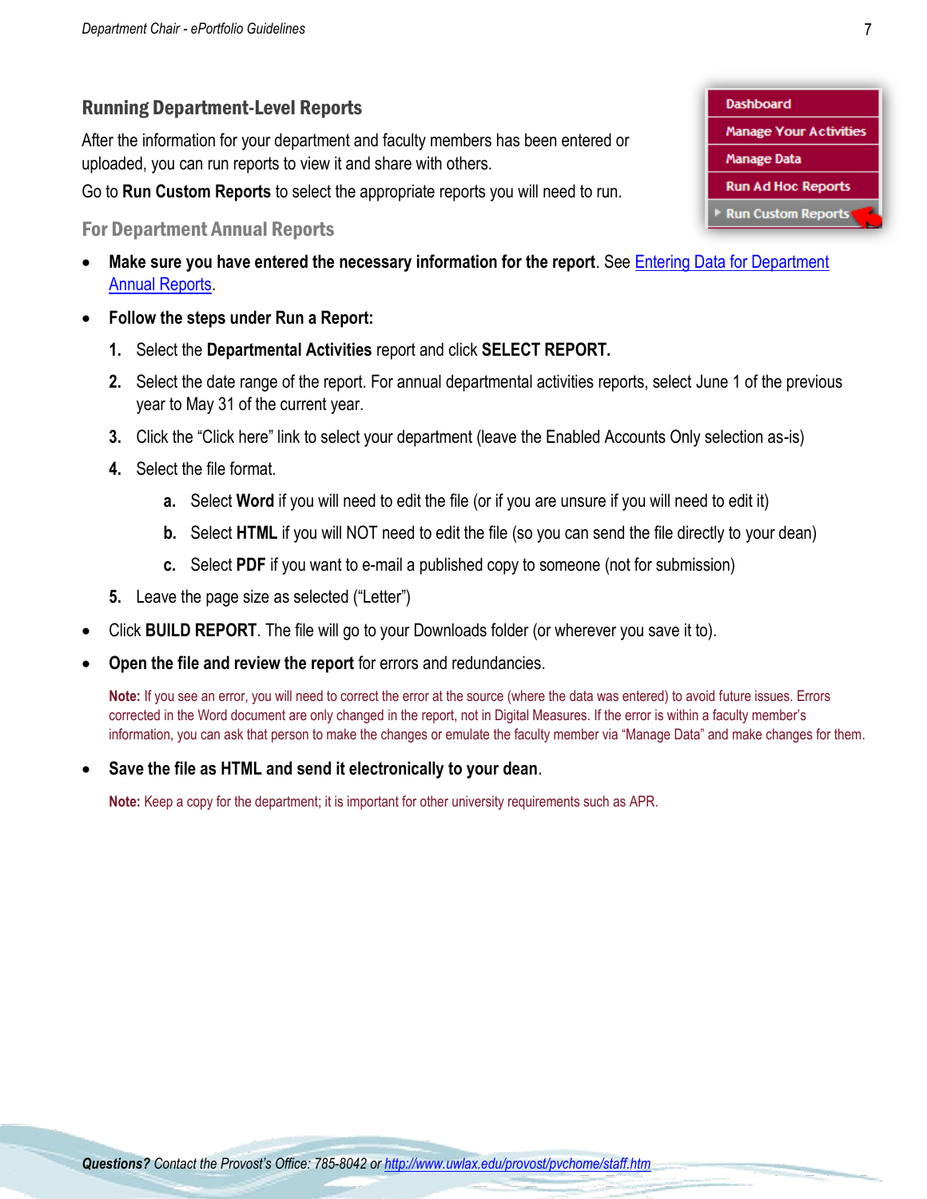## Running Department-Level Reports

After the information for your department and faculty members has been entered or uploaded, you can run reports to view it and share with others.

Go to **Run Custom Reports** to select the appropriate reports you will need to run.

- Dashboard
- Manage Your Activities
- Manage Data
- Run Ad Hoc Reports
- Run Custom Reports

### For Department Annual Reports

- **Make sure you have entered the necessary information for the report**. See Entering Data for Department Annual Reports.
- **Follow the steps under Run a Report:**
  1. Select the **Departmental Activities** report and click **SELECT REPORT.**
  2. Select the date range of the report. For annual departmental activities reports, select June 1 of the previous year to May 31 of the current year.
  3. Click the "Click here" link to select your department (leave the Enabled Accounts Only selection as-is)
  4. Select the file format.
     a. Select **Word** if you will need to edit the file (or if you are unsure if you will need to edit it)
     b. Select **HTML** if you will NOT need to edit the file (so you can send the file directly to your dean)
     c. Select **PDF** if you want to e-mail a published copy to someone (not for submission)
  5. Leave the page size as selected ("Letter")
- Click **BUILD REPORT**. The file will go to your Downloads folder (or wherever you save it to).
- **Open the file and review the report** for errors and redundancies.

  **Note:** If you see an error, you will need to correct the error at the source (where the data was entered) to avoid future issues. Errors corrected in the Word document are only changed in the report, not in Digital Measures. If the error is within a faculty member's information, you can ask that person to make the changes or emulate the faculty member via "Manage Data" and make changes for them.

- **Save the file as HTML and send it electronically to your dean**.

  **Note:** Keep a copy for the department; it is important for other university requirements such as APR.

***Questions?*** *Contact the Provost's Office: 785-8042 or http://www.uwlax.edu/provost/pvchome/staff.htm*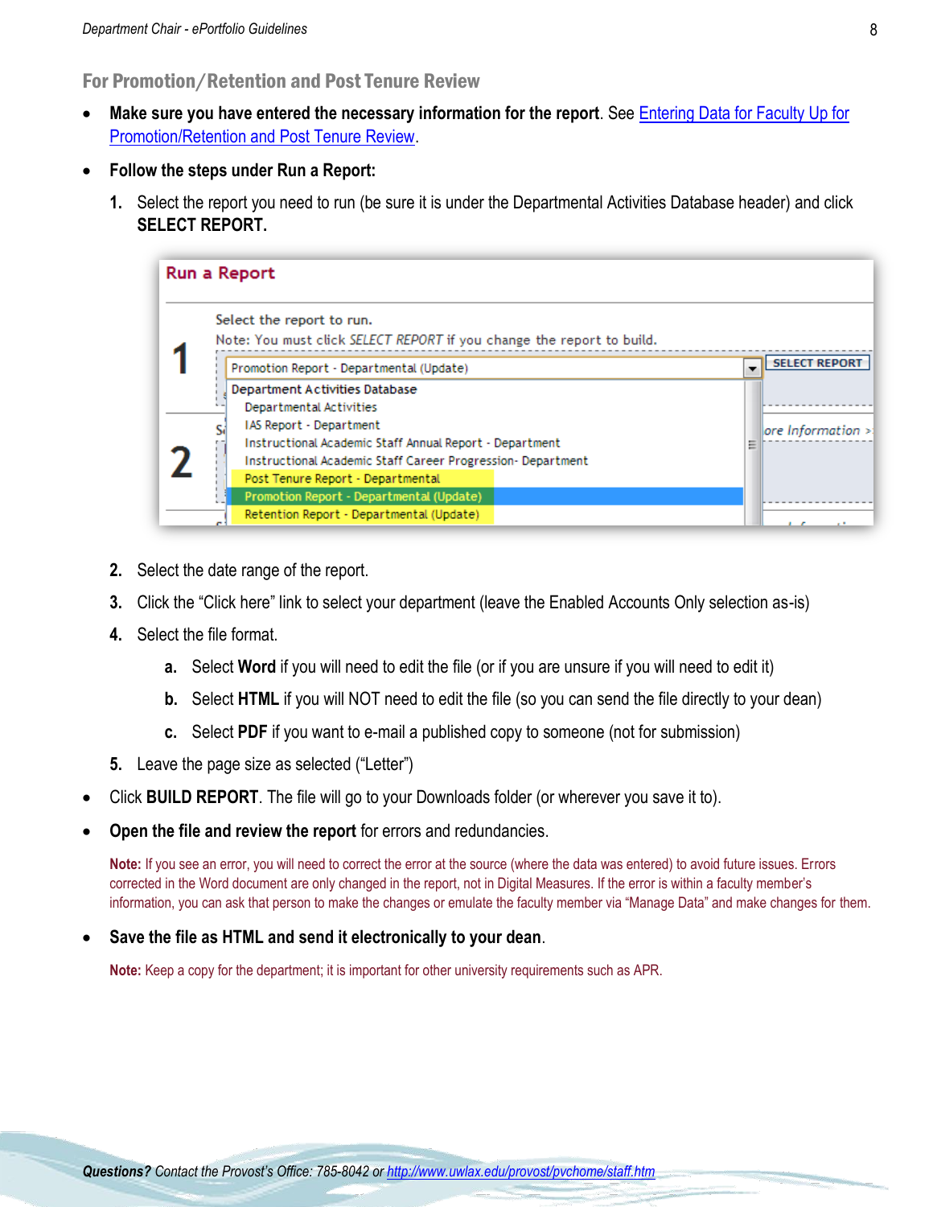## For Promotion/Retention and Post Tenure Review

- **Make sure you have entered the necessary information for the report**. See Entering Data for Faculty Up for Promotion/Retention and Post Tenure Review.
- **Follow the steps under Run a Report:**
  1. Select the report you need to run (be sure it is under the Departmental Activities Database header) and click **SELECT REPORT.**
  2. Select the date range of the report.
  3. Click the "Click here" link to select your department (leave the Enabled Accounts Only selection as-is)
  4. Select the file format.
     a. Select **Word** if you will need to edit the file (or if you are unsure if you will need to edit it)
     b. Select **HTML** if you will NOT need to edit the file (so you can send the file directly to your dean)
     c. Select **PDF** if you want to e-mail a published copy to someone (not for submission)
  5. Leave the page size as selected ("Letter")
- Click **BUILD REPORT**. The file will go to your Downloads folder (or wherever you save it to).
- **Open the file and review the report** for errors and redundancies.

  **Note:** If you see an error, you will need to correct the error at the source (where the data was entered) to avoid future issues. Errors corrected in the Word document are only changed in the report, not in Digital Measures. If the error is within a faculty member's information, you can ask that person to make the changes or emulate the faculty member via "Manage Data" and make changes for them.

- **Save the file as HTML and send it electronically to your dean**.

  **Note:** Keep a copy for the department; it is important for other university requirements such as APR.

***Questions?*** *Contact the Provost's Office: 785-8042 or* http://www.uwlax.edu/provost/pvchome/staff.htm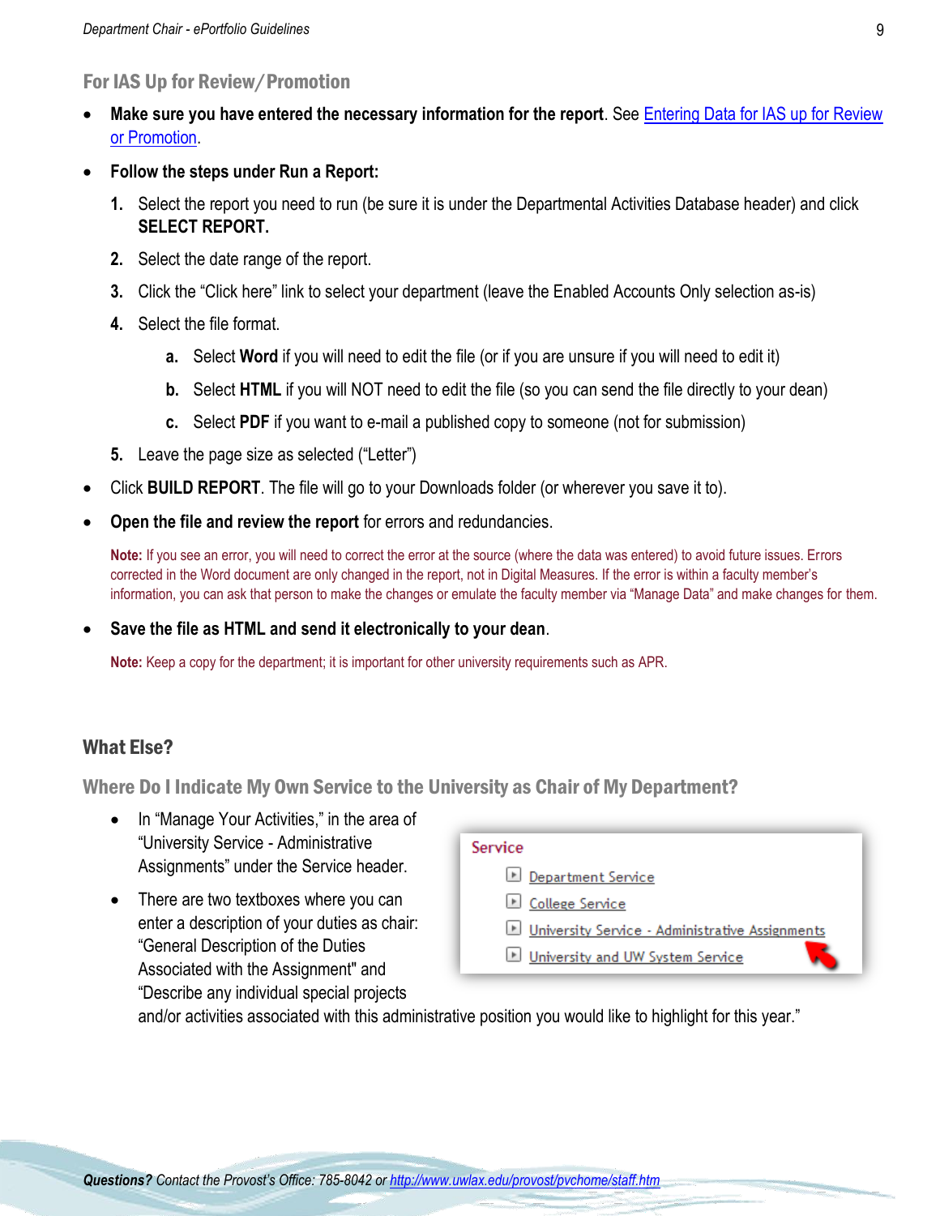### For IAS Up for Review/Promotion

- **Make sure you have entered the necessary information for the report**. See Entering Data for IAS up for Review or Promotion.
- **Follow the steps under Run a Report:**
  1. Select the report you need to run (be sure it is under the Departmental Activities Database header) and click **SELECT REPORT.**
  2. Select the date range of the report.
  3. Click the "Click here" link to select your department (leave the Enabled Accounts Only selection as-is)
  4. Select the file format.
     a. Select **Word** if you will need to edit the file (or if you are unsure if you will need to edit it)
     b. Select **HTML** if you will NOT need to edit the file (so you can send the file directly to your dean)
     c. Select **PDF** if you want to e-mail a published copy to someone (not for submission)
  5. Leave the page size as selected ("Letter")
- Click **BUILD REPORT**. The file will go to your Downloads folder (or wherever you save it to).
- **Open the file and review the report** for errors and redundancies.

  **Note:** If you see an error, you will need to correct the error at the source (where the data was entered) to avoid future issues. Errors corrected in the Word document are only changed in the report, not in Digital Measures. If the error is within a faculty member's information, you can ask that person to make the changes or emulate the faculty member via "Manage Data" and make changes for them.

- **Save the file as HTML and send it electronically to your dean**.

  **Note:** Keep a copy for the department; it is important for other university requirements such as APR.

## What Else?

### Where Do I Indicate My Own Service to the University as Chair of My Department?

- In "Manage Your Activities," in the area of "University Service - Administrative Assignments" under the Service header.
- There are two textboxes where you can enter a description of your duties as chair: "General Description of the Duties Associated with the Assignment" and "Describe any individual special projects and/or activities associated with this administrative position you would like to highlight for this year."

Service
- Department Service
- College Service
- University Service - Administrative Assignments
- University and UW System Service

***Questions?*** *Contact the Provost's Office: 785-8042 or http://www.uwlax.edu/provost/pvchome/staff.htm*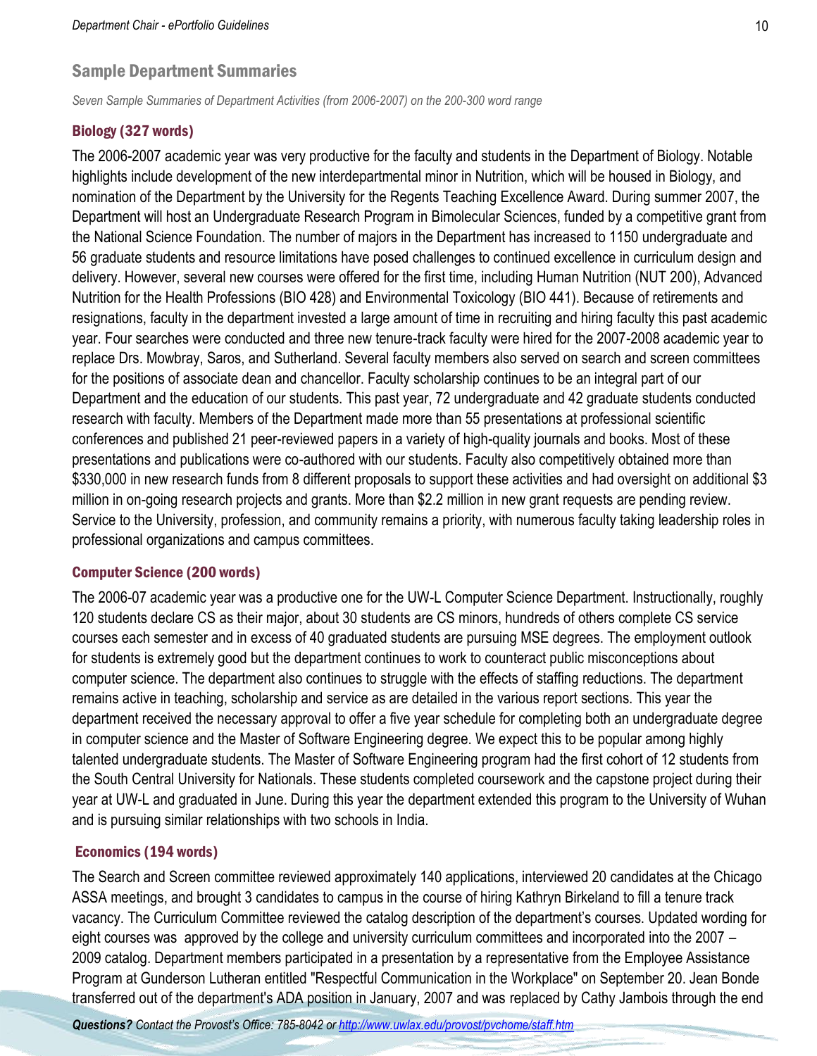## Sample Department Summaries

*Seven Sample Summaries of Department Activities (from 2006-2007) on the 200-300 word range*

### Biology (327 words)

The 2006-2007 academic year was very productive for the faculty and students in the Department of Biology. Notable highlights include development of the new interdepartmental minor in Nutrition, which will be housed in Biology, and nomination of the Department by the University for the Regents Teaching Excellence Award. During summer 2007, the Department will host an Undergraduate Research Program in Bimolecular Sciences, funded by a competitive grant from the National Science Foundation. The number of majors in the Department has increased to 1150 undergraduate and 56 graduate students and resource limitations have posed challenges to continued excellence in curriculum design and delivery. However, several new courses were offered for the first time, including Human Nutrition (NUT 200), Advanced Nutrition for the Health Professions (BIO 428) and Environmental Toxicology (BIO 441). Because of retirements and resignations, faculty in the department invested a large amount of time in recruiting and hiring faculty this past academic year. Four searches were conducted and three new tenure-track faculty were hired for the 2007-2008 academic year to replace Drs. Mowbray, Saros, and Sutherland. Several faculty members also served on search and screen committees for the positions of associate dean and chancellor. Faculty scholarship continues to be an integral part of our Department and the education of our students. This past year, 72 undergraduate and 42 graduate students conducted research with faculty. Members of the Department made more than 55 presentations at professional scientific conferences and published 21 peer-reviewed papers in a variety of high-quality journals and books. Most of these presentations and publications were co-authored with our students. Faculty also competitively obtained more than $330,000 in new research funds from 8 different proposals to support these activities and had oversight on additional $3 million in on-going research projects and grants. More than $2.2 million in new grant requests are pending review. Service to the University, profession, and community remains a priority, with numerous faculty taking leadership roles in professional organizations and campus committees.

### Computer Science (200 words)

The 2006-07 academic year was a productive one for the UW-L Computer Science Department. Instructionally, roughly 120 students declare CS as their major, about 30 students are CS minors, hundreds of others complete CS service courses each semester and in excess of 40 graduated students are pursuing MSE degrees. The employment outlook for students is extremely good but the department continues to work to counteract public misconceptions about computer science. The department also continues to struggle with the effects of staffing reductions. The department remains active in teaching, scholarship and service as are detailed in the various report sections. This year the department received the necessary approval to offer a five year schedule for completing both an undergraduate degree in computer science and the Master of Software Engineering degree. We expect this to be popular among highly talented undergraduate students. The Master of Software Engineering program had the first cohort of 12 students from the South Central University for Nationals. These students completed coursework and the capstone project during their year at UW-L and graduated in June. During this year the department extended this program to the University of Wuhan and is pursuing similar relationships with two schools in India.

### Economics (194 words)

The Search and Screen committee reviewed approximately 140 applications, interviewed 20 candidates at the Chicago ASSA meetings, and brought 3 candidates to campus in the course of hiring Kathryn Birkeland to fill a tenure track vacancy. The Curriculum Committee reviewed the catalog description of the department's courses. Updated wording for eight courses was approved by the college and university curriculum committees and incorporated into the 2007 – 2009 catalog. Department members participated in a presentation by a representative from the Employee Assistance Program at Gunderson Lutheran entitled "Respectful Communication in the Workplace" on September 20. Jean Bonde transferred out of the department's ADA position in January, 2007 and was replaced by Cathy Jambois through the end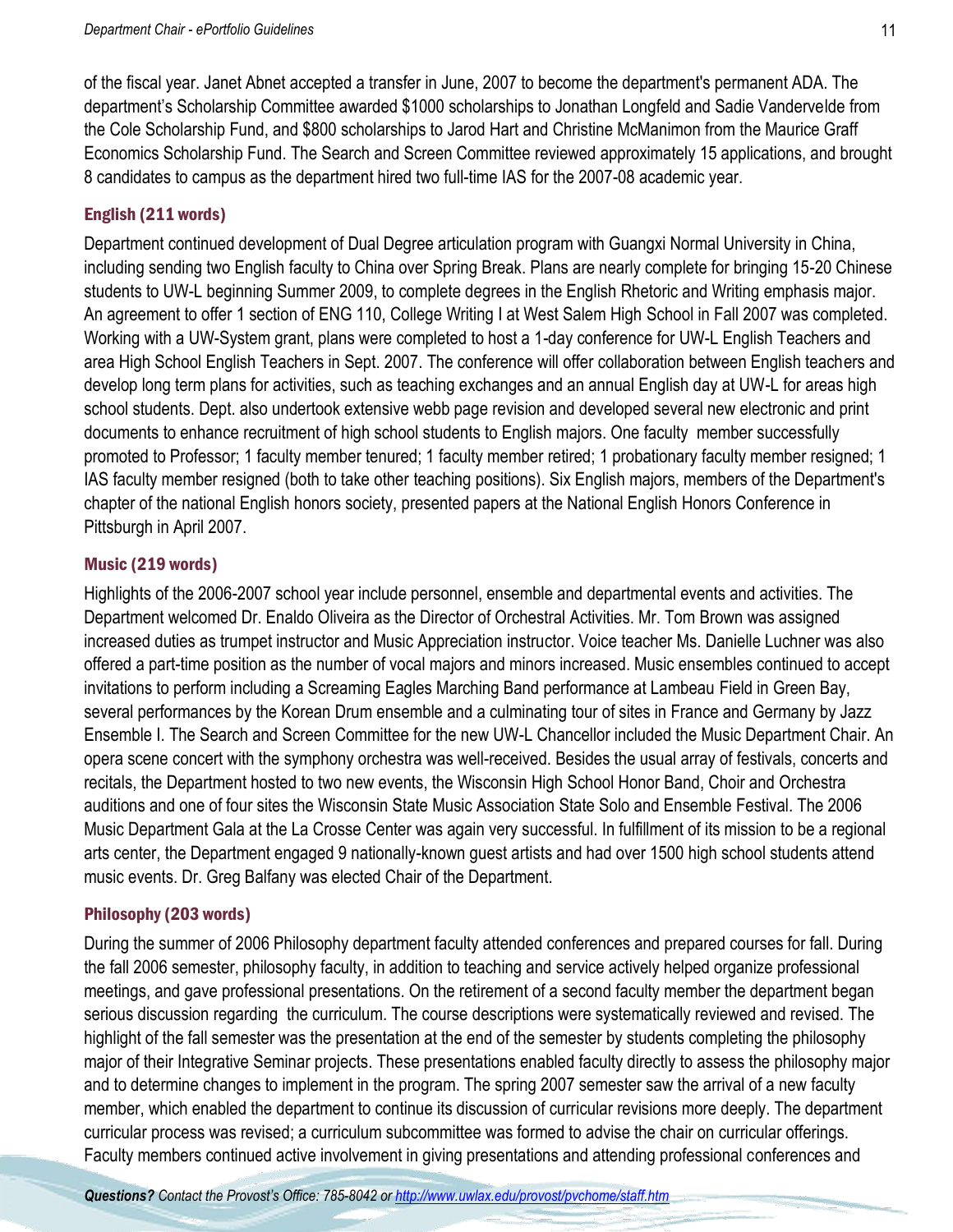of the fiscal year. Janet Abnet accepted a transfer in June, 2007 to become the department's permanent ADA. The department's Scholarship Committee awarded $1000 scholarships to Jonathan Longfeld and Sadie Vandervelde from the Cole Scholarship Fund, and $800 scholarships to Jarod Hart and Christine McManimon from the Maurice Graff Economics Scholarship Fund. The Search and Screen Committee reviewed approximately 15 applications, and brought 8 candidates to campus as the department hired two full-time IAS for the 2007-08 academic year.

### English (211 words)

Department continued development of Dual Degree articulation program with Guangxi Normal University in China, including sending two English faculty to China over Spring Break. Plans are nearly complete for bringing 15-20 Chinese students to UW-L beginning Summer 2009, to complete degrees in the English Rhetoric and Writing emphasis major. An agreement to offer 1 section of ENG 110, College Writing I at West Salem High School in Fall 2007 was completed. Working with a UW-System grant, plans were completed to host a 1-day conference for UW-L English Teachers and area High School English Teachers in Sept. 2007. The conference will offer collaboration between English teachers and develop long term plans for activities, such as teaching exchanges and an annual English day at UW-L for areas high school students. Dept. also undertook extensive webb page revision and developed several new electronic and print documents to enhance recruitment of high school students to English majors. One faculty member successfully promoted to Professor; 1 faculty member tenured; 1 faculty member retired; 1 probationary faculty member resigned; 1 IAS faculty member resigned (both to take other teaching positions). Six English majors, members of the Department's chapter of the national English honors society, presented papers at the National English Honors Conference in Pittsburgh in April 2007.

### Music (219 words)

Highlights of the 2006-2007 school year include personnel, ensemble and departmental events and activities. The Department welcomed Dr. Enaldo Oliveira as the Director of Orchestral Activities. Mr. Tom Brown was assigned increased duties as trumpet instructor and Music Appreciation instructor. Voice teacher Ms. Danielle Luchner was also offered a part-time position as the number of vocal majors and minors increased. Music ensembles continued to accept invitations to perform including a Screaming Eagles Marching Band performance at Lambeau Field in Green Bay, several performances by the Korean Drum ensemble and a culminating tour of sites in France and Germany by Jazz Ensemble I. The Search and Screen Committee for the new UW-L Chancellor included the Music Department Chair. An opera scene concert with the symphony orchestra was well-received. Besides the usual array of festivals, concerts and recitals, the Department hosted to two new events, the Wisconsin High School Honor Band, Choir and Orchestra auditions and one of four sites the Wisconsin State Music Association State Solo and Ensemble Festival. The 2006 Music Department Gala at the La Crosse Center was again very successful. In fulfillment of its mission to be a regional arts center, the Department engaged 9 nationally-known guest artists and had over 1500 high school students attend music events. Dr. Greg Balfany was elected Chair of the Department.

### Philosophy (203 words)

During the summer of 2006 Philosophy department faculty attended conferences and prepared courses for fall. During the fall 2006 semester, philosophy faculty, in addition to teaching and service actively helped organize professional meetings, and gave professional presentations. On the retirement of a second faculty member the department began serious discussion regarding the curriculum. The course descriptions were systematically reviewed and revised. The highlight of the fall semester was the presentation at the end of the semester by students completing the philosophy major of their Integrative Seminar projects. These presentations enabled faculty directly to assess the philosophy major and to determine changes to implement in the program. The spring 2007 semester saw the arrival of a new faculty member, which enabled the department to continue its discussion of curricular revisions more deeply. The department curricular process was revised; a curriculum subcommittee was formed to advise the chair on curricular offerings. Faculty members continued active involvement in giving presentations and attending professional conferences and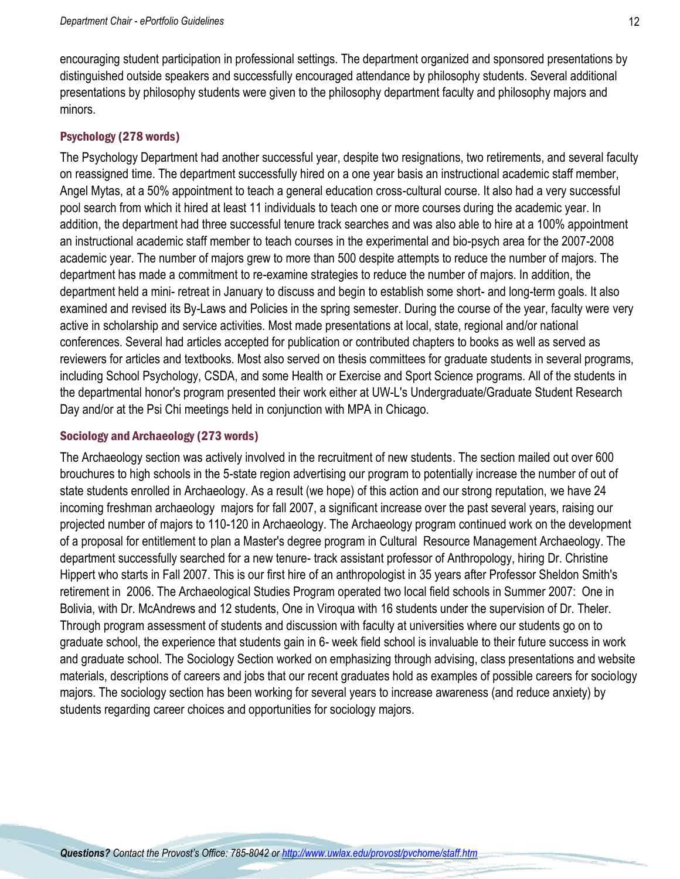encouraging student participation in professional settings. The department organized and sponsored presentations by distinguished outside speakers and successfully encouraged attendance by philosophy students. Several additional presentations by philosophy students were given to the philosophy department faculty and philosophy majors and minors.

### Psychology (278 words)

The Psychology Department had another successful year, despite two resignations, two retirements, and several faculty on reassigned time. The department successfully hired on a one year basis an instructional academic staff member, Angel Mytas, at a 50% appointment to teach a general education cross-cultural course. It also had a very successful pool search from which it hired at least 11 individuals to teach one or more courses during the academic year. In addition, the department had three successful tenure track searches and was also able to hire at a 100% appointment an instructional academic staff member to teach courses in the experimental and bio-psych area for the 2007-2008 academic year. The number of majors grew to more than 500 despite attempts to reduce the number of majors. The department has made a commitment to re-examine strategies to reduce the number of majors. In addition, the department held a mini- retreat in January to discuss and begin to establish some short- and long-term goals. It also examined and revised its By-Laws and Policies in the spring semester. During the course of the year, faculty were very active in scholarship and service activities. Most made presentations at local, state, regional and/or national conferences. Several had articles accepted for publication or contributed chapters to books as well as served as reviewers for articles and textbooks. Most also served on thesis committees for graduate students in several programs, including School Psychology, CSDA, and some Health or Exercise and Sport Science programs. All of the students in the departmental honor's program presented their work either at UW-L's Undergraduate/Graduate Student Research Day and/or at the Psi Chi meetings held in conjunction with MPA in Chicago.

### Sociology and Archaeology (273 words)

The Archaeology section was actively involved in the recruitment of new students. The section mailed out over 600 brouchures to high schools in the 5-state region advertising our program to potentially increase the number of out of state students enrolled in Archaeology. As a result (we hope) of this action and our strong reputation, we have 24 incoming freshman archaeology majors for fall 2007, a significant increase over the past several years, raising our projected number of majors to 110-120 in Archaeology. The Archaeology program continued work on the development of a proposal for entitlement to plan a Master's degree program in Cultural Resource Management Archaeology. The department successfully searched for a new tenure- track assistant professor of Anthropology, hiring Dr. Christine Hippert who starts in Fall 2007. This is our first hire of an anthropologist in 35 years after Professor Sheldon Smith's retirement in 2006. The Archaeological Studies Program operated two local field schools in Summer 2007: One in Bolivia, with Dr. McAndrews and 12 students, One in Viroqua with 16 students under the supervision of Dr. Theler. Through program assessment of students and discussion with faculty at universities where our students go on to graduate school, the experience that students gain in 6- week field school is invaluable to their future success in work and graduate school. The Sociology Section worked on emphasizing through advising, class presentations and website materials, descriptions of careers and jobs that our recent graduates hold as examples of possible careers for sociology majors. The sociology section has been working for several years to increase awareness (and reduce anxiety) by students regarding career choices and opportunities for sociology majors.